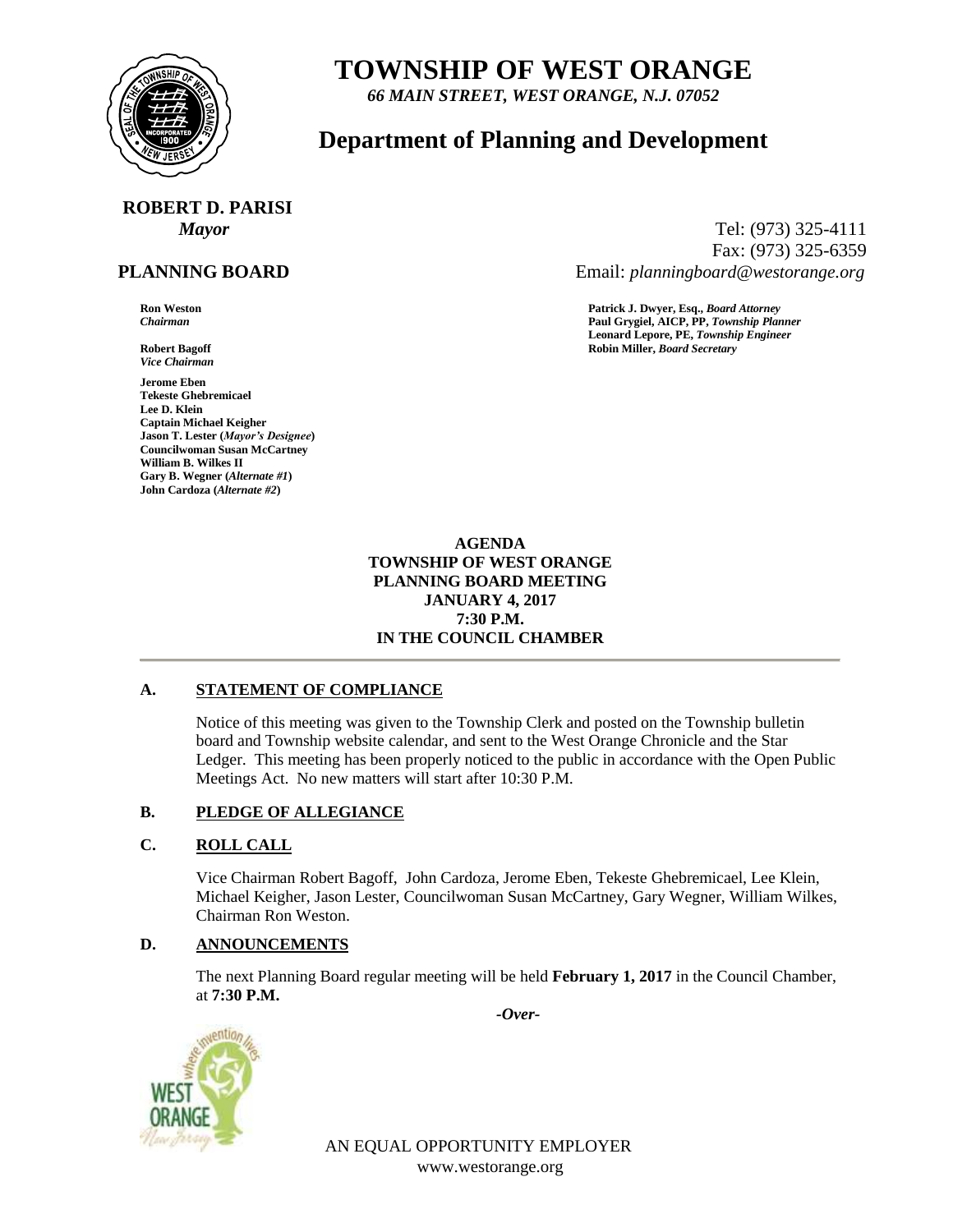# TOWNSHIP OF WEST ORANGE

*66 MAIN STREET, WEST ORANGE, N.J. 07052*

## Department of Planning and Development

**ROBERT D. PARISI**
*Mayor*

Tel: (973) 325-4111
Fax: (973) 325-6359
Email: *planningboard@westorange.org*

**PLANNING BOARD**

**Ron Weston**
*Chairman*

**Robert Bagoff**
*Vice Chairman*

**Jerome Eben**
**Tekeste Ghebremicael**
**Lee D. Klein**
**Captain Michael Keigher**
**Jason T. Lester (*Mayor's Designee*)**
**Councilwoman Susan McCartney**
**William B. Wilkes II**
**Gary B. Wegner (*Alternate #1*)**
**John Cardoza (*Alternate #2*)**

**Patrick J. Dwyer, Esq.,** ***Board Attorney***
**Paul Grygiel, AICP, PP,** ***Township Planner***
**Leonard Lepore, PE,** ***Township Engineer***
**Robin Miller,** ***Board Secretary***

**AGENDA**
**TOWNSHIP OF WEST ORANGE**
**PLANNING BOARD MEETING**
**JANUARY 4, 2017**
**7:30 P.M.**
**IN THE COUNCIL CHAMBER**

### A. STATEMENT OF COMPLIANCE

Notice of this meeting was given to the Township Clerk and posted on the Township bulletin board and Township website calendar, and sent to the West Orange Chronicle and the Star Ledger. This meeting has been properly noticed to the public in accordance with the Open Public Meetings Act. No new matters will start after 10:30 P.M.

### B. PLEDGE OF ALLEGIANCE

### C. ROLL CALL

Vice Chairman Robert Bagoff, John Cardoza, Jerome Eben, Tekeste Ghebremicael, Lee Klein, Michael Keigher, Jason Lester, Councilwoman Susan McCartney, Gary Wegner, William Wilkes, Chairman Ron Weston.

### D. ANNOUNCEMENTS

The next Planning Board regular meeting will be held **February 1, 2017** in the Council Chamber, at **7:30 P.M.**

*-Over-*

AN EQUAL OPPORTUNITY EMPLOYER
www.westorange.org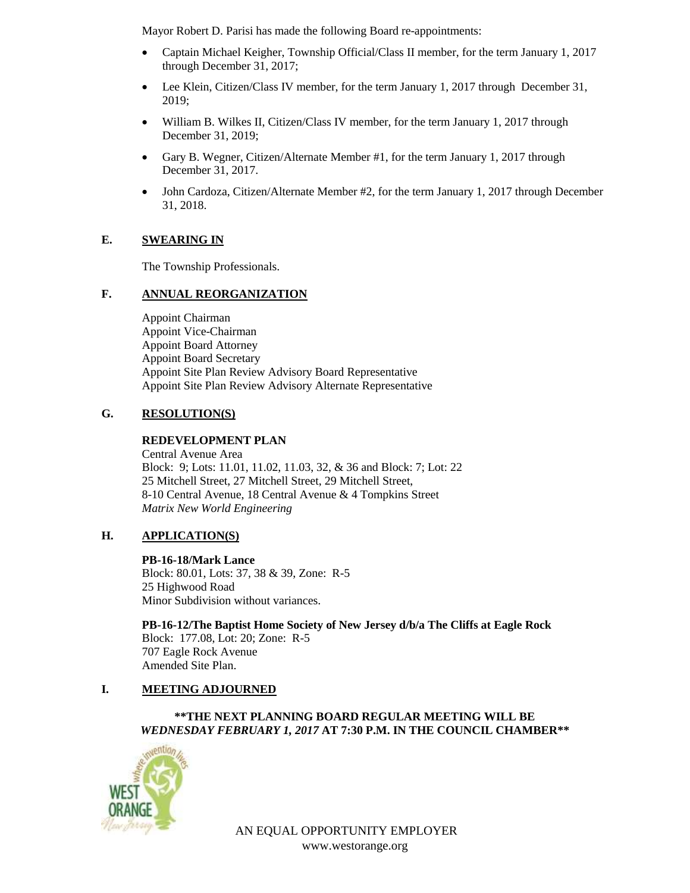Mayor Robert D. Parisi has made the following Board re-appointments:

- Captain Michael Keigher, Township Official/Class II member, for the term January 1, 2017 through December 31, 2017;
- Lee Klein, Citizen/Class IV member, for the term January 1, 2017 through December 31, 2019;
- William B. Wilkes II, Citizen/Class IV member, for the term January 1, 2017 through December 31, 2019;
- Gary B. Wegner, Citizen/Alternate Member #1, for the term January 1, 2017 through December 31, 2017.
- John Cardoza, Citizen/Alternate Member #2, for the term January 1, 2017 through December 31, 2018.

## E. SWEARING IN

The Township Professionals.

## F. ANNUAL REORGANIZATION

Appoint Chairman
Appoint Vice-Chairman
Appoint Board Attorney
Appoint Board Secretary
Appoint Site Plan Review Advisory Board Representative
Appoint Site Plan Review Advisory Alternate Representative

## G. RESOLUTION(S)

**REDEVELOPMENT PLAN**
Central Avenue Area
Block: 9; Lots: 11.01, 11.02, 11.03, 32, & 36 and Block: 7; Lot: 22
25 Mitchell Street, 27 Mitchell Street, 29 Mitchell Street,
8-10 Central Avenue, 18 Central Avenue & 4 Tompkins Street
*Matrix New World Engineering*

## H. APPLICATION(S)

**PB-16-18/Mark Lance**
Block: 80.01, Lots: 37, 38 & 39, Zone: R-5
25 Highwood Road
Minor Subdivision without variances.

**PB-16-12/The Baptist Home Society of New Jersey d/b/a The Cliffs at Eagle Rock**
Block: 177.08, Lot: 20; Zone: R-5
707 Eagle Rock Avenue
Amended Site Plan.

## I. MEETING ADJOURNED

**\*\*THE NEXT PLANNING BOARD REGULAR MEETING WILL BE *WEDNESDAY FEBRUARY 1, 2017* AT 7:30 P.M. IN THE COUNCIL CHAMBER\*\***

AN EQUAL OPPORTUNITY EMPLOYER
www.westorange.org